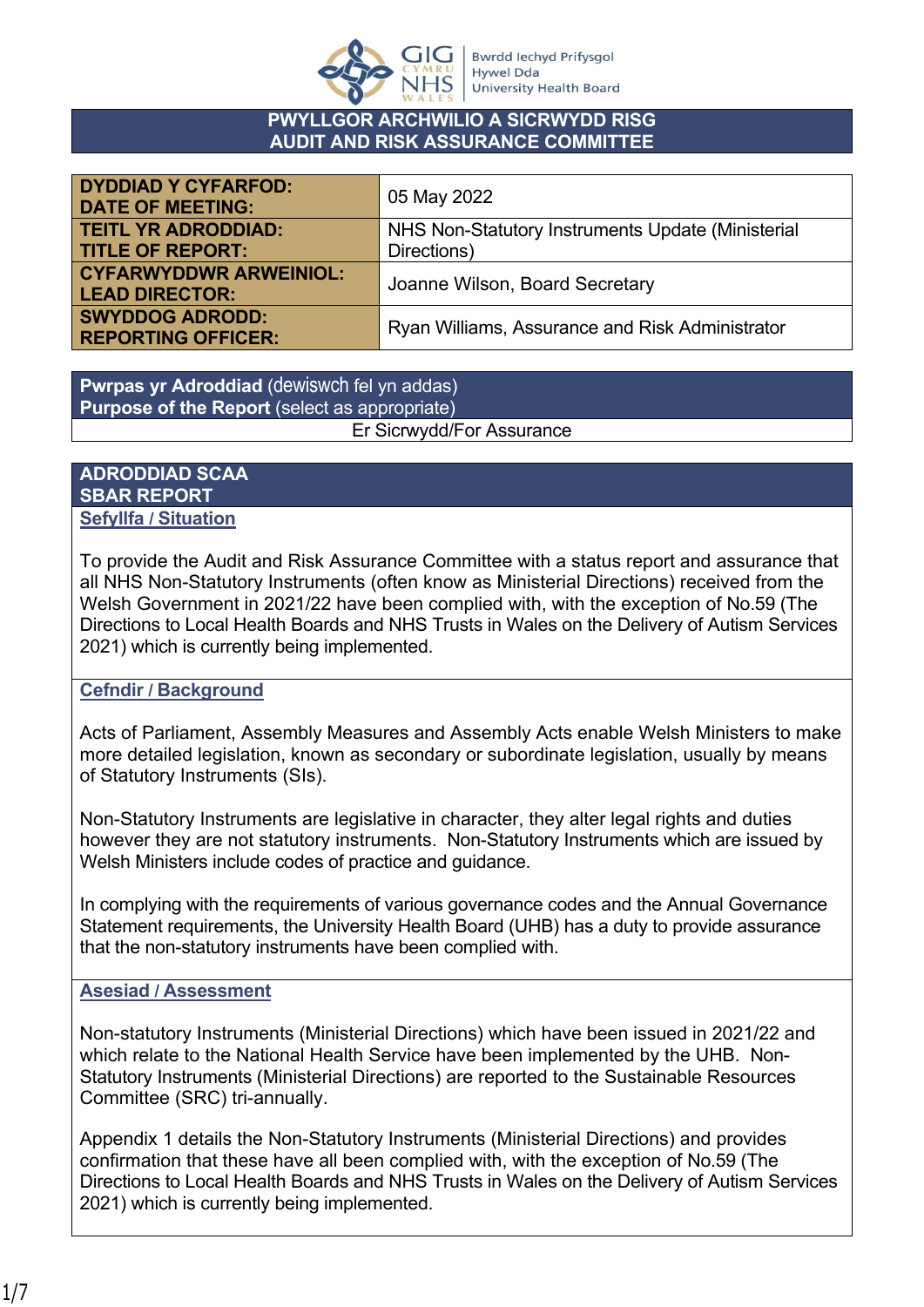**PWYLLGOR ARCHWILIO A SICRWYDD RISG**
**AUDIT AND RISK ASSURANCE COMMITTEE**

| | |
|---|---|
| **DYDDIAD Y CYFARFOD: DATE OF MEETING:** | 05 May 2022 |
| **TEITL YR ADRODDIAD: TITLE OF REPORT:** | NHS Non-Statutory Instruments Update (Ministerial Directions) |
| **CYFARWYDDWR ARWEINIOL: LEAD DIRECTOR:** | Joanne Wilson, Board Secretary |
| **SWYDDOG ADRODD: REPORTING OFFICER:** | Ryan Williams, Assurance and Risk Administrator |

**Pwrpas yr Adroddiad** (dewiswch fel yn addas)
**Purpose of the Report** (select as appropriate)

Er Sicrwydd/For Assurance

## ADRODDIAD SCAA
## SBAR REPORT

### Sefyllfa / Situation

To provide the Audit and Risk Assurance Committee with a status report and assurance that all NHS Non-Statutory Instruments (often know as Ministerial Directions) received from the Welsh Government in 2021/22 have been complied with, with the exception of No.59 (The Directions to Local Health Boards and NHS Trusts in Wales on the Delivery of Autism Services 2021) which is currently being implemented.

### Cefndir / Background

Acts of Parliament, Assembly Measures and Assembly Acts enable Welsh Ministers to make more detailed legislation, known as secondary or subordinate legislation, usually by means of Statutory Instruments (SIs).

Non-Statutory Instruments are legislative in character, they alter legal rights and duties however they are not statutory instruments. Non-Statutory Instruments which are issued by Welsh Ministers include codes of practice and guidance.

In complying with the requirements of various governance codes and the Annual Governance Statement requirements, the University Health Board (UHB) has a duty to provide assurance that the non-statutory instruments have been complied with.

### Asesiad / Assessment

Non-statutory Instruments (Ministerial Directions) which have been issued in 2021/22 and which relate to the National Health Service have been implemented by the UHB. Non-Statutory Instruments (Ministerial Directions) are reported to the Sustainable Resources Committee (SRC) tri-annually.

Appendix 1 details the Non-Statutory Instruments (Ministerial Directions) and provides confirmation that these have all been complied with, with the exception of No.59 (The Directions to Local Health Boards and NHS Trusts in Wales on the Delivery of Autism Services 2021) which is currently being implemented.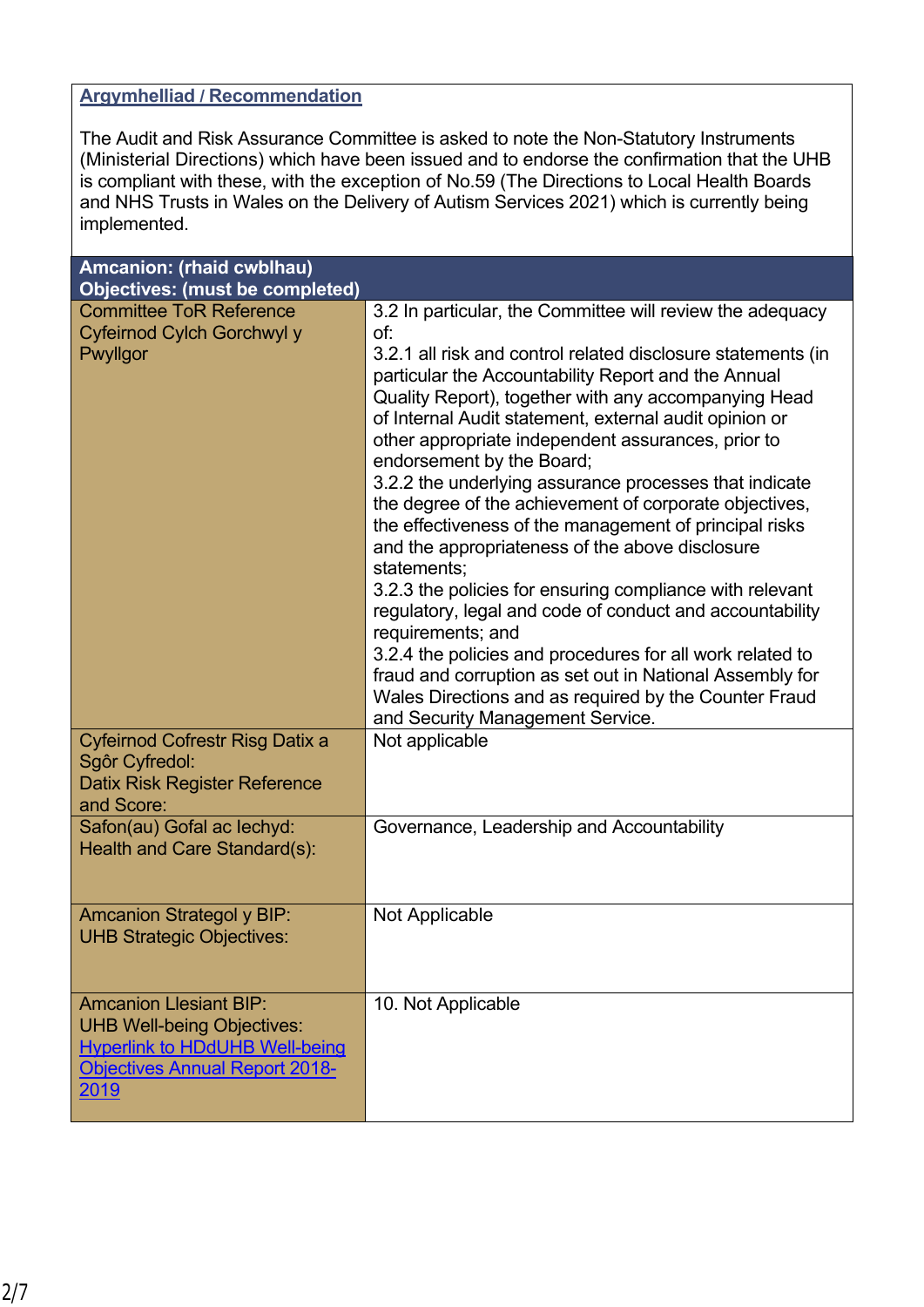**Argymhelliad / Recommendation**

The Audit and Risk Assurance Committee is asked to note the Non-Statutory Instruments (Ministerial Directions) which have been issued and to endorse the confirmation that the UHB is compliant with these, with the exception of No.59 (The Directions to Local Health Boards and NHS Trusts in Wales on the Delivery of Autism Services 2021) which is currently being implemented.

| Amcanion: (rhaid cwblhau) Objectives: (must be completed) | |
|---|---|
| Committee ToR Reference<br>Cyfeirnod Cylch Gorchwyl y Pwyllgor | 3.2 In particular, the Committee will review the adequacy of:<br>3.2.1 all risk and control related disclosure statements (in particular the Accountability Report and the Annual Quality Report), together with any accompanying Head of Internal Audit statement, external audit opinion or other appropriate independent assurances, prior to endorsement by the Board;<br>3.2.2 the underlying assurance processes that indicate the degree of the achievement of corporate objectives, the effectiveness of the management of principal risks and the appropriateness of the above disclosure statements;<br>3.2.3 the policies for ensuring compliance with relevant regulatory, legal and code of conduct and accountability requirements; and<br>3.2.4 the policies and procedures for all work related to fraud and corruption as set out in National Assembly for Wales Directions and as required by the Counter Fraud and Security Management Service. |
| Cyfeirnod Cofrestr Risg Datix a Sgôr Cyfredol:<br>Datix Risk Register Reference and Score: | Not applicable |
| Safon(au) Gofal ac Iechyd:<br>Health and Care Standard(s): | Governance, Leadership and Accountability |
| Amcanion Strategol y BIP:<br>UHB Strategic Objectives: | Not Applicable |
| Amcanion Llesiant BIP:<br>UHB Well-being Objectives:<br>[Hyperlink to HDdUHB Well-being Objectives Annual Report 2018-2019] | 10. Not Applicable |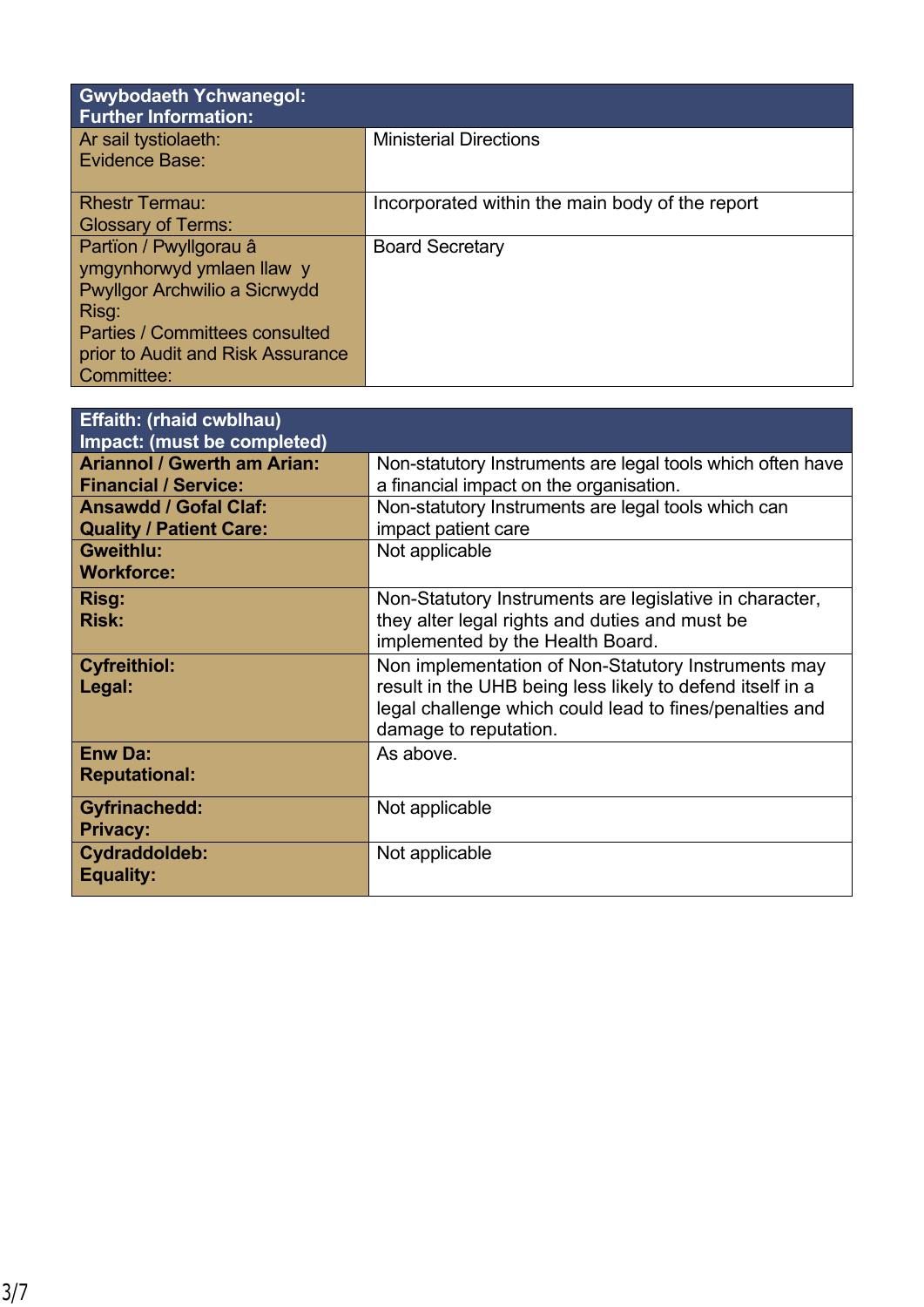| **Gwybodaeth Ychwanegol:<br>Further Information:** | |
|---|---|
| Ar sail tystiolaeth:<br>Evidence Base: | Ministerial Directions |
| Rhestr Termau:<br>Glossary of Terms: | Incorporated within the main body of the report |
| Partïon / Pwyllgorau â ymgynhorwyd ymlaen llaw y Pwyllgor Archwilio a Sicrwydd Risg:<br>Parties / Committees consulted prior to Audit and Risk Assurance Committee: | Board Secretary |

| **Effaith: (rhaid cwblhau)<br>Impact: (must be completed)** | |
|---|---|
| **Ariannol / Gwerth am Arian:<br>Financial / Service:** | Non-statutory Instruments are legal tools which often have a financial impact on the organisation. |
| **Ansawdd / Gofal Claf:<br>Quality / Patient Care:** | Non-statutory Instruments are legal tools which can impact patient care |
| **Gweithlu:<br>Workforce:** | Not applicable |
| **Risg:<br>Risk:** | Non-Statutory Instruments are legislative in character, they alter legal rights and duties and must be implemented by the Health Board. |
| **Cyfreithiol:<br>Legal:** | Non implementation of Non-Statutory Instruments may result in the UHB being less likely to defend itself in a legal challenge which could lead to fines/penalties and damage to reputation. |
| **Enw Da:<br>Reputational:** | As above. |
| **Gyfrinachedd:<br>Privacy:** | Not applicable |
| **Cydraddoldeb:<br>Equality:** | Not applicable |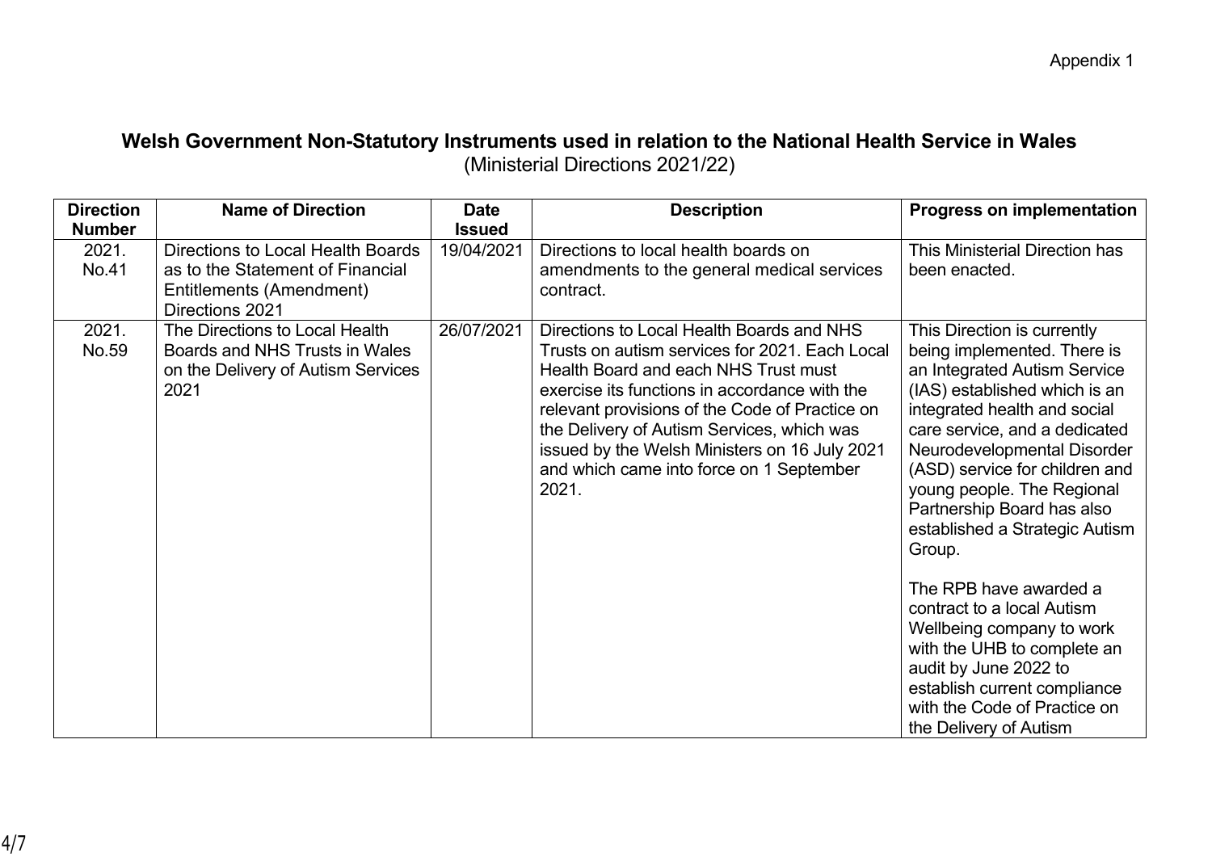Appendix 1

# Welsh Government Non-Statutory Instruments used in relation to the National Health Service in Wales

(Ministerial Directions 2021/22)

| Direction Number | Name of Direction | Date Issued | Description | Progress on implementation |
|---|---|---|---|---|
| 2021. No.41 | Directions to Local Health Boards as to the Statement of Financial Entitlements (Amendment) Directions 2021 | 19/04/2021 | Directions to local health boards on amendments to the general medical services contract. | This Ministerial Direction has been enacted. |
| 2021. No.59 | The Directions to Local Health Boards and NHS Trusts in Wales on the Delivery of Autism Services 2021 | 26/07/2021 | Directions to Local Health Boards and NHS Trusts on autism services for 2021. Each Local Health Board and each NHS Trust must exercise its functions in accordance with the relevant provisions of the Code of Practice on the Delivery of Autism Services, which was issued by the Welsh Ministers on 16 July 2021 and which came into force on 1 September 2021. | This Direction is currently being implemented. There is an Integrated Autism Service (IAS) established which is an integrated health and social care service, and a dedicated Neurodevelopmental Disorder (ASD) service for children and young people. The Regional Partnership Board has also established a Strategic Autism Group.<br><br>The RPB have awarded a contract to a local Autism Wellbeing company to work with the UHB to complete an audit by June 2022 to establish current compliance with the Code of Practice on the Delivery of Autism |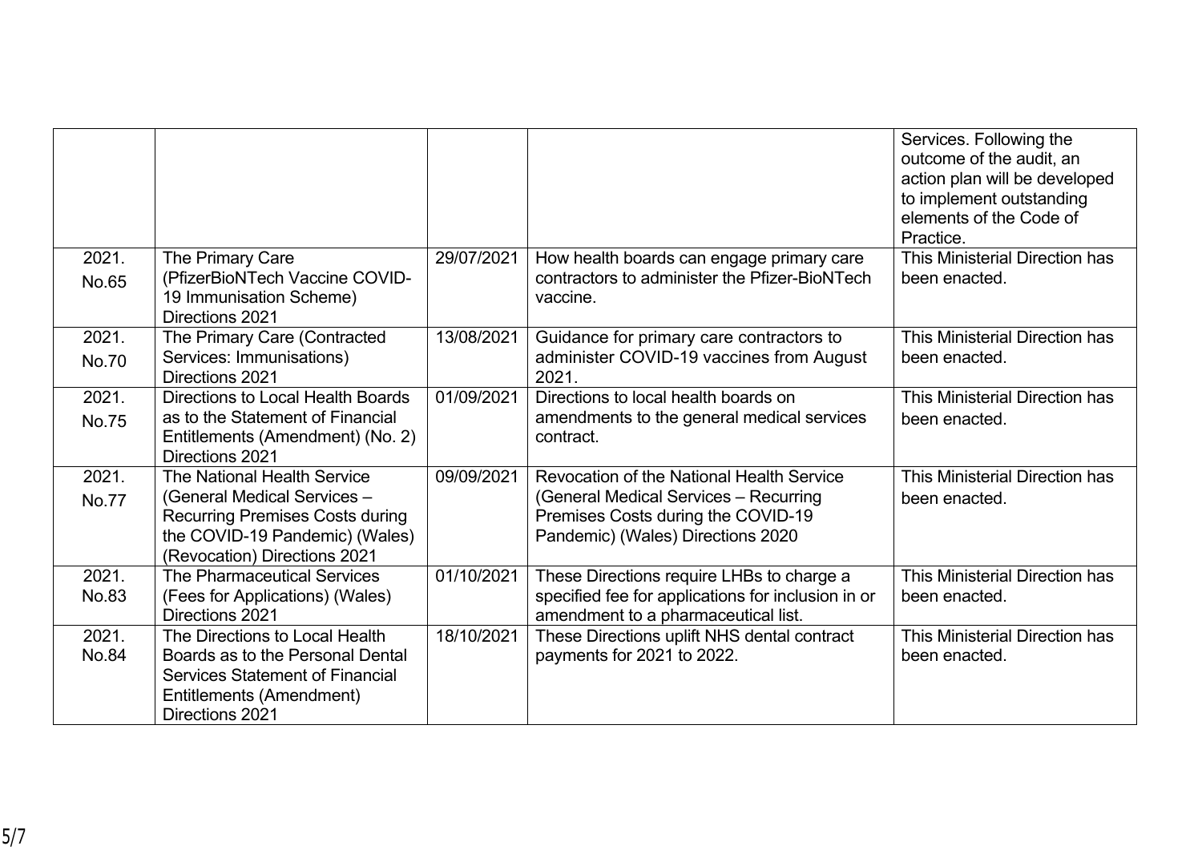| | | | | |
|---|---|---|---|---|
| | | | | Services. Following the outcome of the audit, an action plan will be developed to implement outstanding elements of the Code of Practice. |
| 2021. No.65 | The Primary Care (PfizerBioNTech Vaccine COVID-19 Immunisation Scheme) Directions 2021 | 29/07/2021 | How health boards can engage primary care contractors to administer the Pfizer-BioNTech vaccine. | This Ministerial Direction has been enacted. |
| 2021. No.70 | The Primary Care (Contracted Services: Immunisations) Directions 2021 | 13/08/2021 | Guidance for primary care contractors to administer COVID-19 vaccines from August 2021. | This Ministerial Direction has been enacted. |
| 2021. No.75 | Directions to Local Health Boards as to the Statement of Financial Entitlements (Amendment) (No. 2) Directions 2021 | 01/09/2021 | Directions to local health boards on amendments to the general medical services contract. | This Ministerial Direction has been enacted. |
| 2021. No.77 | The National Health Service (General Medical Services – Recurring Premises Costs during the COVID-19 Pandemic) (Wales) (Revocation) Directions 2021 | 09/09/2021 | Revocation of the National Health Service (General Medical Services – Recurring Premises Costs during the COVID-19 Pandemic) (Wales) Directions 2020 | This Ministerial Direction has been enacted. |
| 2021. No.83 | The Pharmaceutical Services (Fees for Applications) (Wales) Directions 2021 | 01/10/2021 | These Directions require LHBs to charge a specified fee for applications for inclusion in or amendment to a pharmaceutical list. | This Ministerial Direction has been enacted. |
| 2021. No.84 | The Directions to Local Health Boards as to the Personal Dental Services Statement of Financial Entitlements (Amendment) Directions 2021 | 18/10/2021 | These Directions uplift NHS dental contract payments for 2021 to 2022. | This Ministerial Direction has been enacted. |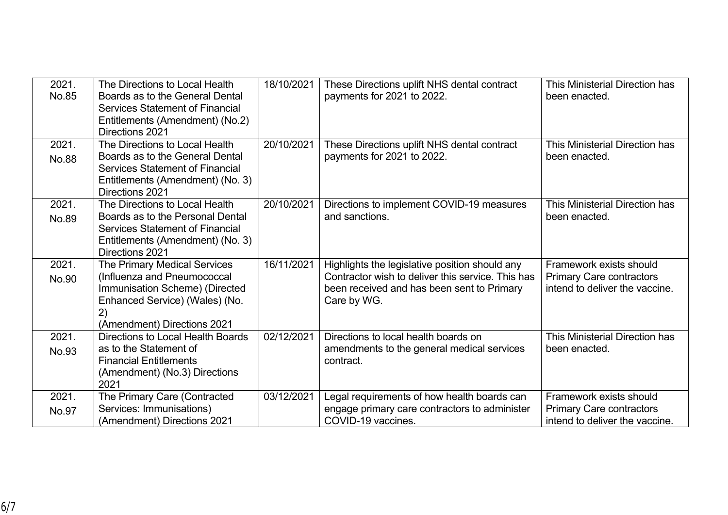| 2021. No.85 | The Directions to Local Health Boards as to the General Dental Services Statement of Financial Entitlements (Amendment) (No.2) Directions 2021 | 18/10/2021 | These Directions uplift NHS dental contract payments for 2021 to 2022. | This Ministerial Direction has been enacted. |
|---|---|---|---|---|
| 2021. No.88 | The Directions to Local Health Boards as to the General Dental Services Statement of Financial Entitlements (Amendment) (No. 3) Directions 2021 | 20/10/2021 | These Directions uplift NHS dental contract payments for 2021 to 2022. | This Ministerial Direction has been enacted. |
| 2021. No.89 | The Directions to Local Health Boards as to the Personal Dental Services Statement of Financial Entitlements (Amendment) (No. 3) Directions 2021 | 20/10/2021 | Directions to implement COVID-19 measures and sanctions. | This Ministerial Direction has been enacted. |
| 2021. No.90 | The Primary Medical Services (Influenza and Pneumococcal Immunisation Scheme) (Directed Enhanced Service) (Wales) (No. 2) (Amendment) Directions 2021 | 16/11/2021 | Highlights the legislative position should any Contractor wish to deliver this service. This has been received and has been sent to Primary Care by WG. | Framework exists should Primary Care contractors intend to deliver the vaccine. |
| 2021. No.93 | Directions to Local Health Boards as to the Statement of Financial Entitlements (Amendment) (No.3) Directions 2021 | 02/12/2021 | Directions to local health boards on amendments to the general medical services contract. | This Ministerial Direction has been enacted. |
| 2021. No.97 | The Primary Care (Contracted Services: Immunisations) (Amendment) Directions 2021 | 03/12/2021 | Legal requirements of how health boards can engage primary care contractors to administer COVID-19 vaccines. | Framework exists should Primary Care contractors intend to deliver the vaccine. |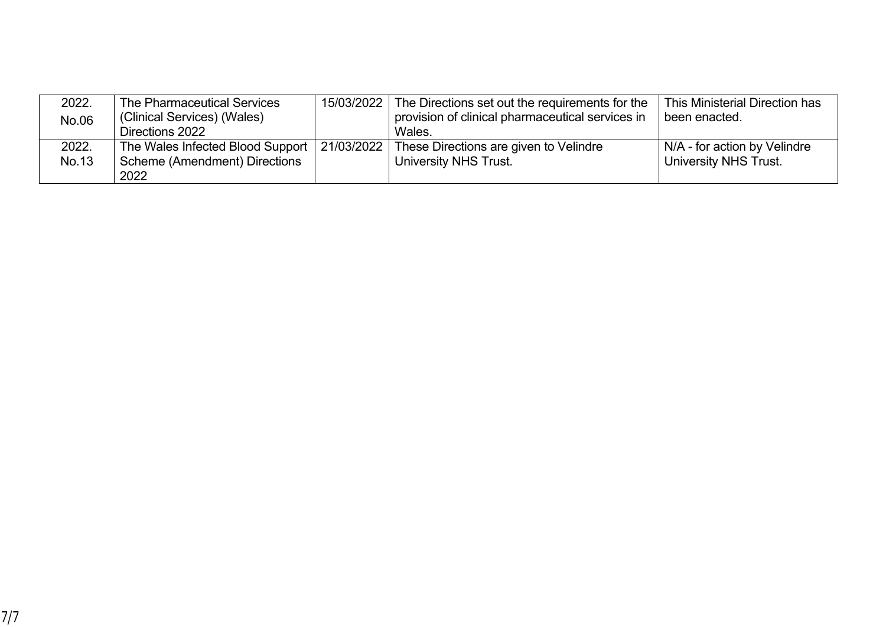| | | | | |
|---|---|---|---|---|
| 2022. No.06 | The Pharmaceutical Services (Clinical Services) (Wales) Directions 2022 | 15/03/2022 | The Directions set out the requirements for the provision of clinical pharmaceutical services in Wales. | This Ministerial Direction has been enacted. |
| 2022. No.13 | The Wales Infected Blood Support Scheme (Amendment) Directions 2022 | 21/03/2022 | These Directions are given to Velindre University NHS Trust. | N/A - for action by Velindre University NHS Trust. |